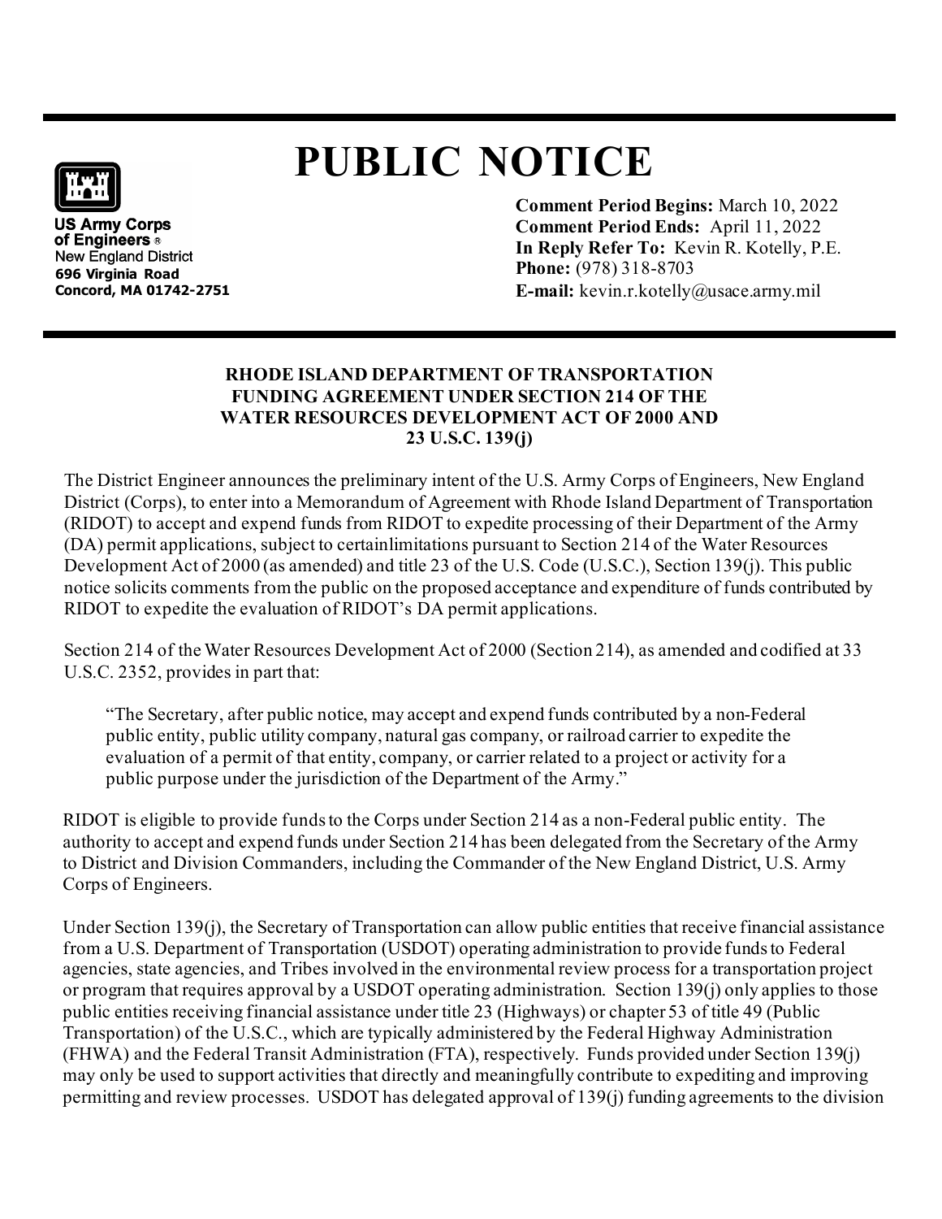# PUBLIC NOTICE

**US Army Corps of Engineers®**
New England District
**696 Virginia Road**
**Concord, MA 01742-2751**

**Comment Period Begins:** March 10, 2022
**Comment Period Ends:** April 11, 2022
**In Reply Refer To:** Kevin R. Kotelly, P.E.
**Phone:** (978) 318-8703
**E-mail:** kevin.r.kotelly@usace.army.mil

## RHODE ISLAND DEPARTMENT OF TRANSPORTATION FUNDING AGREEMENT UNDER SECTION 214 OF THE WATER RESOURCES DEVELOPMENT ACT OF 2000 AND 23 U.S.C. 139(j)

The District Engineer announces the preliminary intent of the U.S. Army Corps of Engineers, New England District (Corps), to enter into a Memorandum of Agreement with Rhode Island Department of Transportation (RIDOT) to accept and expend funds from RIDOT to expedite processing of their Department of the Army (DA) permit applications, subject to certain limitations pursuant to Section 214 of the Water Resources Development Act of 2000 (as amended) and title 23 of the U.S. Code (U.S.C.), Section 139(j). This public notice solicits comments from the public on the proposed acceptance and expenditure of funds contributed by RIDOT to expedite the evaluation of RIDOT's DA permit applications.

Section 214 of the Water Resources Development Act of 2000 (Section 214), as amended and codified at 33 U.S.C. 2352, provides in part that:

> "The Secretary, after public notice, may accept and expend funds contributed by a non-Federal public entity, public utility company, natural gas company, or railroad carrier to expedite the evaluation of a permit of that entity, company, or carrier related to a project or activity for a public purpose under the jurisdiction of the Department of the Army."

RIDOT is eligible to provide funds to the Corps under Section 214 as a non-Federal public entity. The authority to accept and expend funds under Section 214 has been delegated from the Secretary of the Army to District and Division Commanders, including the Commander of the New England District, U.S. Army Corps of Engineers.

Under Section 139(j), the Secretary of Transportation can allow public entities that receive financial assistance from a U.S. Department of Transportation (USDOT) operating administration to provide funds to Federal agencies, state agencies, and Tribes involved in the environmental review process for a transportation project or program that requires approval by a USDOT operating administration. Section 139(j) only applies to those public entities receiving financial assistance under title 23 (Highways) or chapter 53 of title 49 (Public Transportation) of the U.S.C., which are typically administered by the Federal Highway Administration (FHWA) and the Federal Transit Administration (FTA), respectively. Funds provided under Section 139(j) may only be used to support activities that directly and meaningfully contribute to expediting and improving permitting and review processes. USDOT has delegated approval of 139(j) funding agreements to the division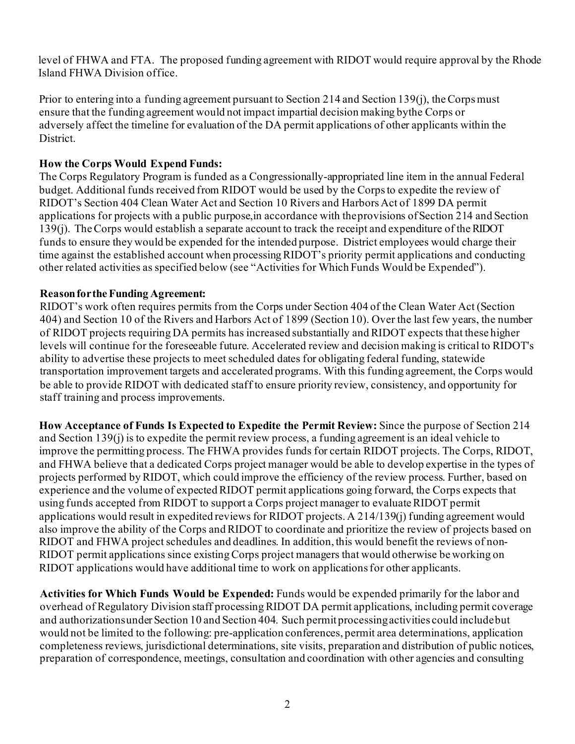level of FHWA and FTA. The proposed funding agreement with RIDOT would require approval by the Rhode Island FHWA Division office.

Prior to entering into a funding agreement pursuant to Section 214 and Section 139(j), the Corps must ensure that the funding agreement would not impact impartial decision making by the Corps or adversely affect the timeline for evaluation of the DA permit applications of other applicants within the District.

**How the Corps Would Expend Funds:**
The Corps Regulatory Program is funded as a Congressionally-appropriated line item in the annual Federal budget. Additional funds received from RIDOT would be used by the Corps to expedite the review of RIDOT's Section 404 Clean Water Act and Section 10 Rivers and Harbors Act of 1899 DA permit applications for projects with a public purpose, in accordance with the provisions of Section 214 and Section 139(j). The Corps would establish a separate account to track the receipt and expenditure of the RIDOT funds to ensure they would be expended for the intended purpose. District employees would charge their time against the established account when processing RIDOT's priority permit applications and conducting other related activities as specified below (see "Activities for Which Funds Would be Expended").

**Reason for the Funding Agreement:**
RIDOT's work often requires permits from the Corps under Section 404 of the Clean Water Act (Section 404) and Section 10 of the Rivers and Harbors Act of 1899 (Section 10). Over the last few years, the number of RIDOT projects requiring DA permits has increased substantially and RIDOT expects that these higher levels will continue for the foreseeable future. Accelerated review and decision making is critical to RIDOT's ability to advertise these projects to meet scheduled dates for obligating federal funding, statewide transportation improvement targets and accelerated programs. With this funding agreement, the Corps would be able to provide RIDOT with dedicated staff to ensure priority review, consistency, and opportunity for staff training and process improvements.

**How Acceptance of Funds Is Expected to Expedite the Permit Review:** Since the purpose of Section 214 and Section 139(j) is to expedite the permit review process, a funding agreement is an ideal vehicle to improve the permitting process. The FHWA provides funds for certain RIDOT projects. The Corps, RIDOT, and FHWA believe that a dedicated Corps project manager would be able to develop expertise in the types of projects performed by RIDOT, which could improve the efficiency of the review process. Further, based on experience and the volume of expected RIDOT permit applications going forward, the Corps expects that using funds accepted from RIDOT to support a Corps project manager to evaluate RIDOT permit applications would result in expedited reviews for RIDOT projects. A 214/139(j) funding agreement would also improve the ability of the Corps and RIDOT to coordinate and prioritize the review of projects based on RIDOT and FHWA project schedules and deadlines. In addition, this would benefit the reviews of non-RIDOT permit applications since existing Corps project managers that would otherwise be working on RIDOT applications would have additional time to work on applications for other applicants.

**Activities for Which Funds Would be Expended:** Funds would be expended primarily for the labor and overhead of Regulatory Division staff processing RIDOT DA permit applications, including permit coverage and authorizations under Section 10 and Section 404. Such permit processing activities could include but would not be limited to the following: pre-application conferences, permit area determinations, application completeness reviews, jurisdictional determinations, site visits, preparation and distribution of public notices, preparation of correspondence, meetings, consultation and coordination with other agencies and consulting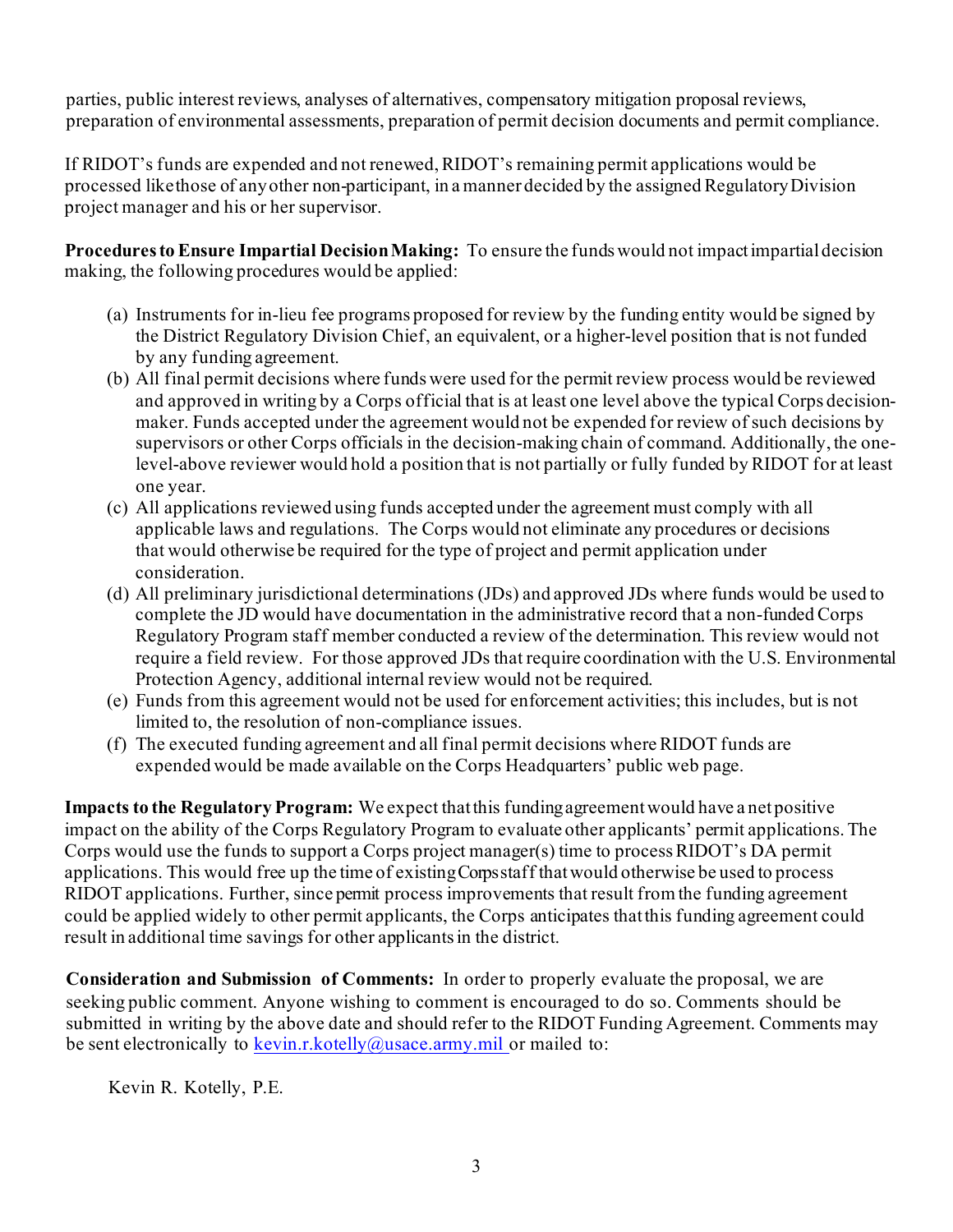parties, public interest reviews, analyses of alternatives, compensatory mitigation proposal reviews, preparation of environmental assessments, preparation of permit decision documents and permit compliance.

If RIDOT's funds are expended and not renewed, RIDOT's remaining permit applications would be processed like those of any other non-participant, in a manner decided by the assigned Regulatory Division project manager and his or her supervisor.

**Procedures to Ensure Impartial Decision Making:** To ensure the funds would not impact impartial decision making, the following procedures would be applied:

(a) Instruments for in-lieu fee programs proposed for review by the funding entity would be signed by the District Regulatory Division Chief, an equivalent, or a higher-level position that is not funded by any funding agreement.

(b) All final permit decisions where funds were used for the permit review process would be reviewed and approved in writing by a Corps official that is at least one level above the typical Corps decision-maker. Funds accepted under the agreement would not be expended for review of such decisions by supervisors or other Corps officials in the decision-making chain of command. Additionally, the one-level-above reviewer would hold a position that is not partially or fully funded by RIDOT for at least one year.

(c) All applications reviewed using funds accepted under the agreement must comply with all applicable laws and regulations. The Corps would not eliminate any procedures or decisions that would otherwise be required for the type of project and permit application under consideration.

(d) All preliminary jurisdictional determinations (JDs) and approved JDs where funds would be used to complete the JD would have documentation in the administrative record that a non-funded Corps Regulatory Program staff member conducted a review of the determination. This review would not require a field review. For those approved JDs that require coordination with the U.S. Environmental Protection Agency, additional internal review would not be required.

(e) Funds from this agreement would not be used for enforcement activities; this includes, but is not limited to, the resolution of non-compliance issues.

(f) The executed funding agreement and all final permit decisions where RIDOT funds are expended would be made available on the Corps Headquarters' public web page.

**Impacts to the Regulatory Program:** We expect that this funding agreement would have a net positive impact on the ability of the Corps Regulatory Program to evaluate other applicants' permit applications. The Corps would use the funds to support a Corps project manager(s) time to process RIDOT's DA permit applications. This would free up the time of existing Corps staff that would otherwise be used to process RIDOT applications. Further, since permit process improvements that result from the funding agreement could be applied widely to other permit applicants, the Corps anticipates that this funding agreement could result in additional time savings for other applicants in the district.

**Consideration and Submission of Comments:** In order to properly evaluate the proposal, we are seeking public comment. Anyone wishing to comment is encouraged to do so. Comments should be submitted in writing by the above date and should refer to the RIDOT Funding Agreement. Comments may be sent electronically to kevin.r.kotelly@usace.army.mil or mailed to:

Kevin R. Kotelly, P.E.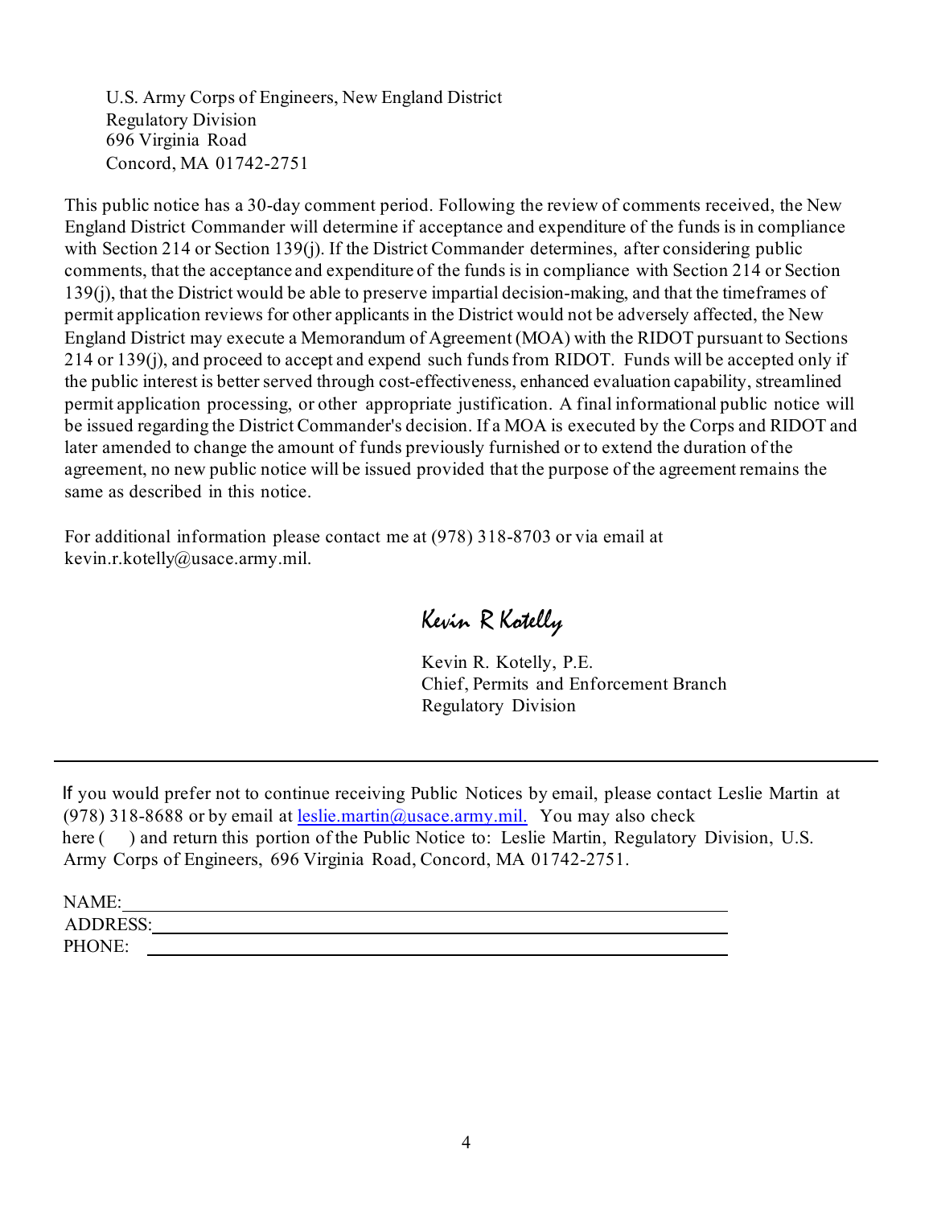U.S. Army Corps of Engineers, New England District
Regulatory Division
696 Virginia Road
Concord, MA 01742-2751

This public notice has a 30-day comment period. Following the review of comments received, the New England District Commander will determine if acceptance and expenditure of the funds is in compliance with Section 214 or Section 139(j). If the District Commander determines, after considering public comments, that the acceptance and expenditure of the funds is in compliance with Section 214 or Section 139(j), that the District would be able to preserve impartial decision-making, and that the timeframes of permit application reviews for other applicants in the District would not be adversely affected, the New England District may execute a Memorandum of Agreement (MOA) with the RIDOT pursuant to Sections 214 or 139(j), and proceed to accept and expend such funds from RIDOT. Funds will be accepted only if the public interest is better served through cost-effectiveness, enhanced evaluation capability, streamlined permit application processing, or other appropriate justification. A final informational public notice will be issued regarding the District Commander's decision. If a MOA is executed by the Corps and RIDOT and later amended to change the amount of funds previously furnished or to extend the duration of the agreement, no new public notice will be issued provided that the purpose of the agreement remains the same as described in this notice.

For additional information please contact me at (978) 318-8703 or via email at kevin.r.kotelly@usace.army.mil.

Kevin R Kotelly

Kevin R. Kotelly, P.E.
Chief, Permits and Enforcement Branch
Regulatory Division

---

If you would prefer not to continue receiving Public Notices by email, please contact Leslie Martin at (978) 318-8688 or by email at leslie.martin@usace.army.mil. You may also check here (    ) and return this portion of the Public Notice to: Leslie Martin, Regulatory Division, U.S. Army Corps of Engineers, 696 Virginia Road, Concord, MA 01742-2751.

NAME: ____________________________________________

ADDRESS: __________________________________________

PHONE: ____________________________________________